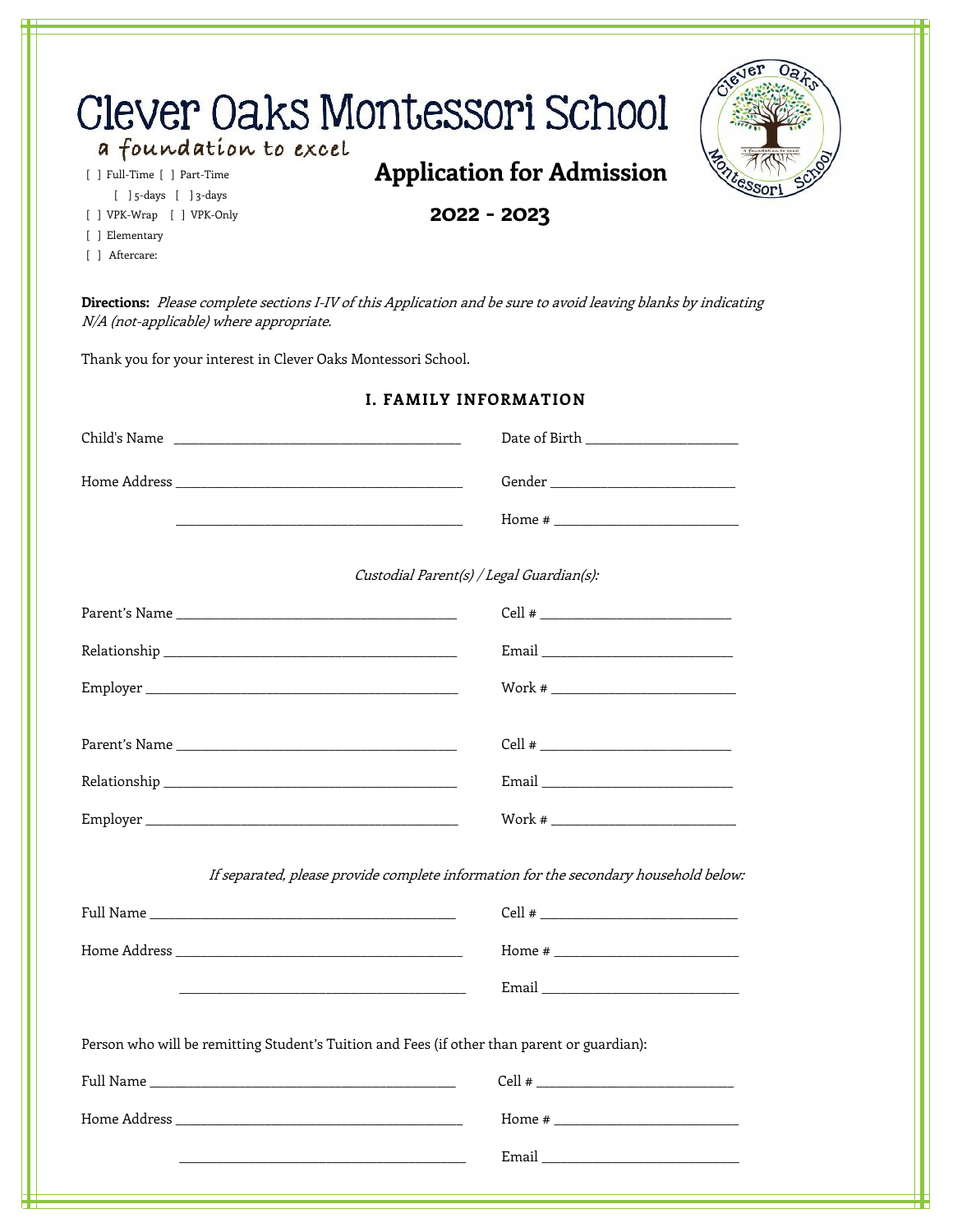# Clever Oaks Montessori School

a foundation to excel

[ ] Full-Time [ ] Part-Time

[ ] 5-days [ ] 3-days

[ ] VPK-Wrap [ ] VPK-Only

[ ] Elementary

[ ] Aftercare:

## Application for Admission

**2022 - 2023**

**Directions:** *Please complete sections I-IV of this Application and be sure to avoid leaving blanks by indicating N/A (not-applicable) where appropriate.*

Thank you for your interest in Clever Oaks Montessori School.

### I. FAMILY INFORMATION

Child's Name ________________________________ Date of Birth ____________________

Home Address ________________________________ Gender ____________________

________________________________ Home # ____________________

*Custodial Parent(s) / Legal Guardian(s):*

Parent's Name ________________________________ Cell # ____________________

Relationship ________________________________ Email ____________________

Employer ________________________________ Work # ____________________

Parent's Name ________________________________ Cell # ____________________

Relationship ________________________________ Email ____________________

Employer ________________________________ Work # ____________________

*If separated, please provide complete information for the secondary household below:*

Full Name ________________________________ Cell # ____________________

Home Address ________________________________ Home # ____________________

________________________________ Email ____________________

Person who will be remitting Student's Tuition and Fees (if other than parent or guardian):

Full Name ________________________________ Cell # ____________________

Home Address ________________________________ Home # ____________________

________________________________ Email ____________________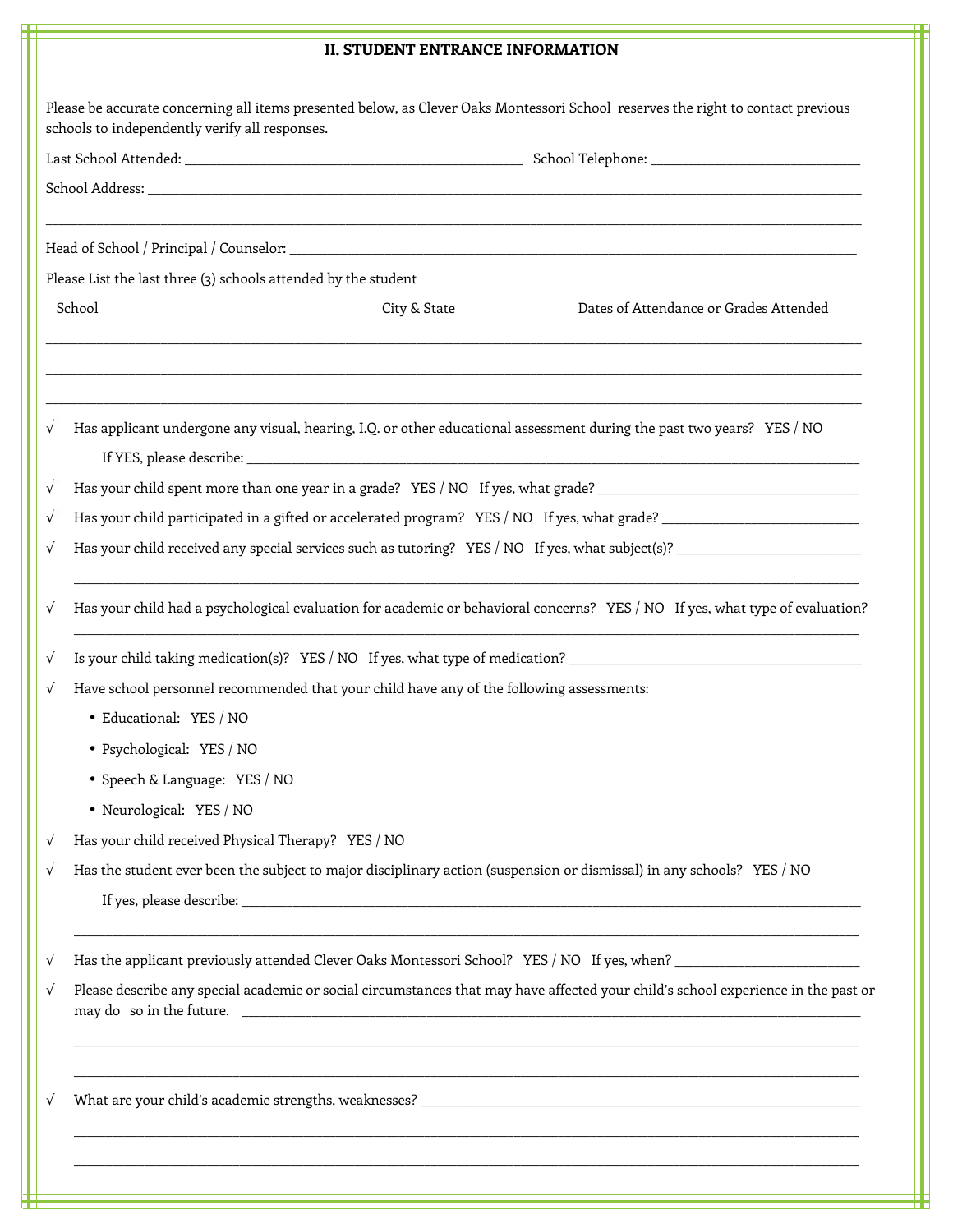## II. STUDENT ENTRANCE INFORMATION

Please be accurate concerning all items presented below, as Clever Oaks Montessori School reserves the right to contact previous schools to independently verify all responses.

Last School Attended: ____________________________________________ School Telephone: ______________________________

School Address: ______________________________________________________________________________________________

______________________________________________________________________________________________________________

Head of School / Principal / Counselor: ___________________________________________________________________________

Please List the last three (3) schools attended by the student

| School | City & State | Dates of Attendance or Grades Attended |
|---|---|---|
| | | |
| | | |
| | | |

√ Has applicant undergone any visual, hearing, I.Q. or other educational assessment during the past two years? YES / NO

If YES, please describe: ___________________________________________________________________________________

√ Has your child spent more than one year in a grade? YES / NO If yes, what grade? ____________________________________

√ Has your child participated in a gifted or accelerated program? YES / NO If yes, what grade? __________________________

√ Has your child received any special services such as tutoring? YES / NO If yes, what subject(s)? _________________________

______________________________________________________________________________________________________________

√ Has your child had a psychological evaluation for academic or behavioral concerns? YES / NO If yes, what type of evaluation?

______________________________________________________________________________________________________________

√ Is your child taking medication(s)? YES / NO If yes, what type of medication? ________________________________________

√ Have school personnel recommended that your child have any of the following assessments:

- Educational: YES / NO
- Psychological: YES / NO
- Speech & Language: YES / NO
- Neurological: YES / NO

√ Has your child received Physical Therapy? YES / NO

√ Has the student ever been the subject to major disciplinary action (suspension or dismissal) in any schools? YES / NO

If yes, please describe: ______________________________________________________________________________________

______________________________________________________________________________________________________________

√ Has the applicant previously attended Clever Oaks Montessori School? YES / NO If yes, when? _________________________

√ Please describe any special academic or social circumstances that may have affected your child's school experience in the past or may do so in the future. ______________________________________________________________________________________

______________________________________________________________________________________________________________

______________________________________________________________________________________________________________

√ What are your child's academic strengths, weaknesses? ___________________________________________________________

______________________________________________________________________________________________________________

______________________________________________________________________________________________________________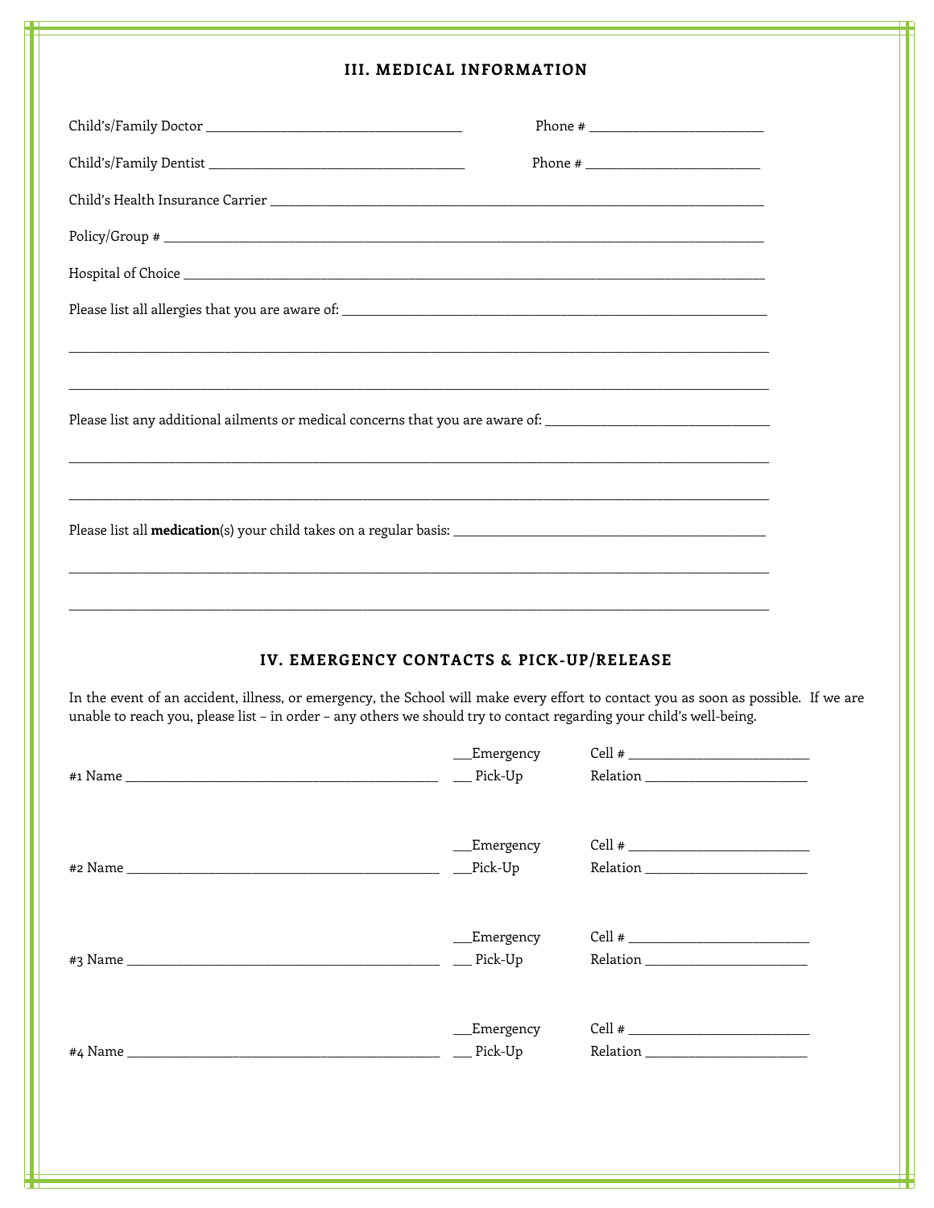## III. MEDICAL INFORMATION

Child's/Family Doctor ______________________________ Phone # ____________________

Child's/Family Dentist ______________________________ Phone # ____________________

Child's Health Insurance Carrier ____________________________________________________________

Policy/Group # ____________________________________________________________________

Hospital of Choice __________________________________________________________________

Please list all allergies that you are aware of: ______________________________________________

____________________________________________________________________________________

____________________________________________________________________________________

Please list any additional ailments or medical concerns that you are aware of: __________________________

____________________________________________________________________________________

____________________________________________________________________________________

Please list all **medication**(s) your child takes on a regular basis: ___________________________________

____________________________________________________________________________________

____________________________________________________________________________________

## IV. EMERGENCY CONTACTS & PICK-UP/RELEASE

In the event of an accident, illness, or emergency, the School will make every effort to contact you as soon as possible. If we are unable to reach you, please list – in order – any others we should try to contact regarding your child's well-being.

#1 Name ____________________________________ ___Emergency ___ Pick-Up Cell # ____________________ Relation __________________

#2 Name ____________________________________ ___Emergency ___Pick-Up Cell # ____________________ Relation __________________

#3 Name ____________________________________ ___Emergency ___ Pick-Up Cell # ____________________ Relation __________________

#4 Name ____________________________________ ___Emergency ___ Pick-Up Cell # ____________________ Relation __________________